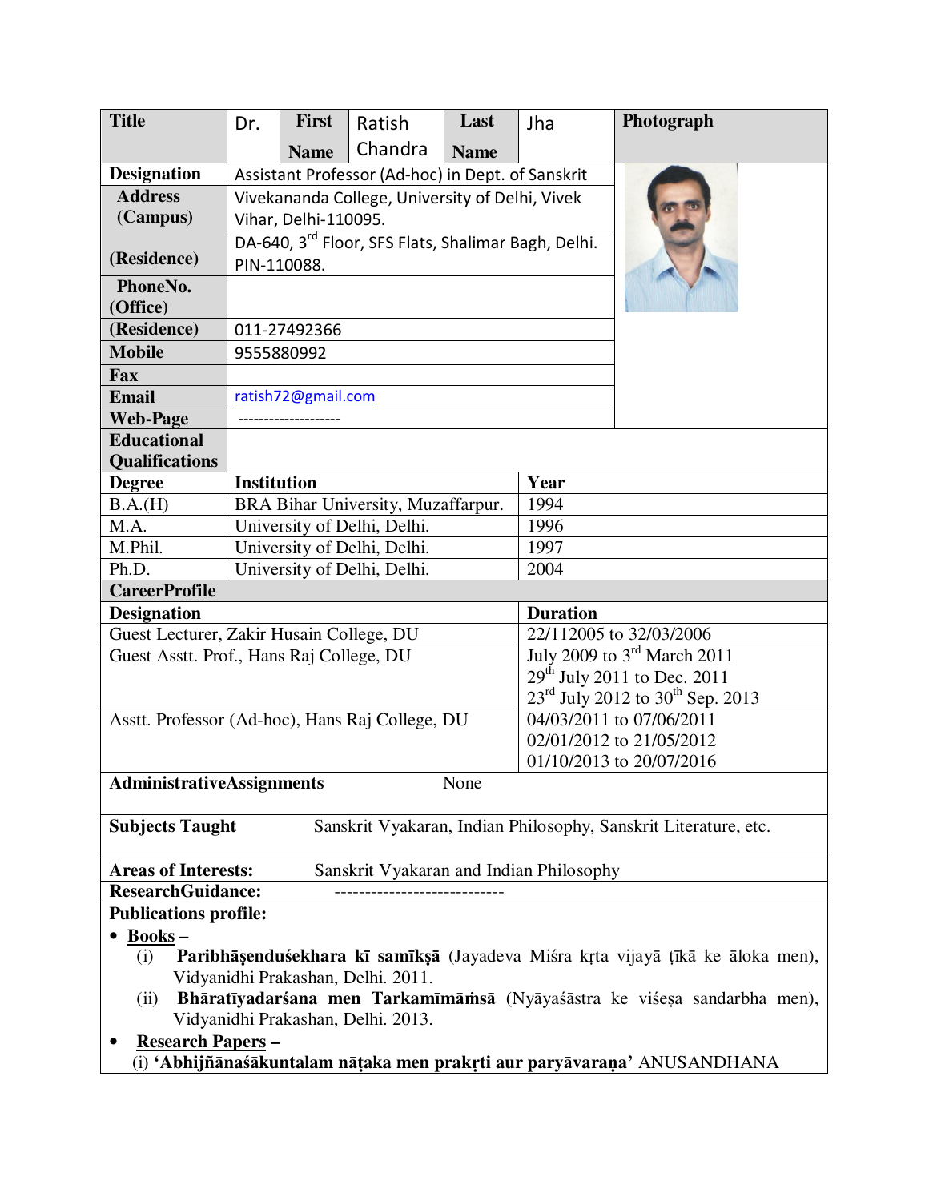| Title | Dr. | First Name | Ratish Chandra | Last Name | Jha | Photograph |
|---|---|---|---|---|---|---|
| Designation | Assistant Professor (Ad-hoc) in Dept. of Sanskrit | | | | | |
| Address (Campus) | Vivekananda College, University of Delhi, Vivek Vihar, Delhi-110095. | | | | | |
| (Residence) | DA-640, 3rd Floor, SFS Flats, Shalimar Bagh, Delhi. PIN-110088. | | | | | |
| PhoneNo. (Office) | | | | | | |
| (Residence) | 011-27492366 | | | | | |
| Mobile | 9555880992 | | | | | |
| Fax | | | | | | |
| Email | ratish72@gmail.com | | | | | |
| Web-Page | -------------------- | | | | | |

**Educational Qualifications**

| Degree | Institution | Year |
|---|---|---|
| B.A.(H) | BRA Bihar University, Muzaffarpur. | 1994 |
| M.A. | University of Delhi, Delhi. | 1996 |
| M.Phil. | University of Delhi, Delhi. | 1997 |
| Ph.D. | University of Delhi, Delhi. | 2004 |

**CareerProfile**

| Designation | Duration |
|---|---|
| Guest Lecturer, Zakir Husain College, DU | 22/112005 to 32/03/2006 |
| Guest Asstt. Prof., Hans Raj College, DU | July 2009 to 3rd March 2011<br>29th July 2011 to Dec. 2011<br>23rd July 2012 to 30th Sep. 2013 |
| Asstt. Professor (Ad-hoc), Hans Raj College, DU | 04/03/2011 to 07/06/2011<br>02/01/2012 to 21/05/2012<br>01/10/2013 to 20/07/2016 |

**AdministrativeAssignments** None

**Subjects Taught** Sanskrit Vyakaran, Indian Philosophy, Sanskrit Literature, etc.

**Areas of Interests:** Sanskrit Vyakaran and Indian Philosophy

**ResearchGuidance:** ----------------------------

**Publications profile:**

- **Books –**
  (i) **Paribhāṣenduśekhara kī samīkṣā** (Jayadeva Miśra kṛta vijayā ṭīkā ke āloka men), Vidyanidhi Prakashan, Delhi. 2011.
  (ii) **Bhāratīyadarśana men Tarkamīmāṁsā** (Nyāyaśāstra ke viśeṣa sandarbha men), Vidyanidhi Prakashan, Delhi. 2013.
- **Research Papers –**
  (i) **'Abhijñānaśākuntalam nāṭaka men prakṛti aur paryāvaraṇa'** ANUSANDHANA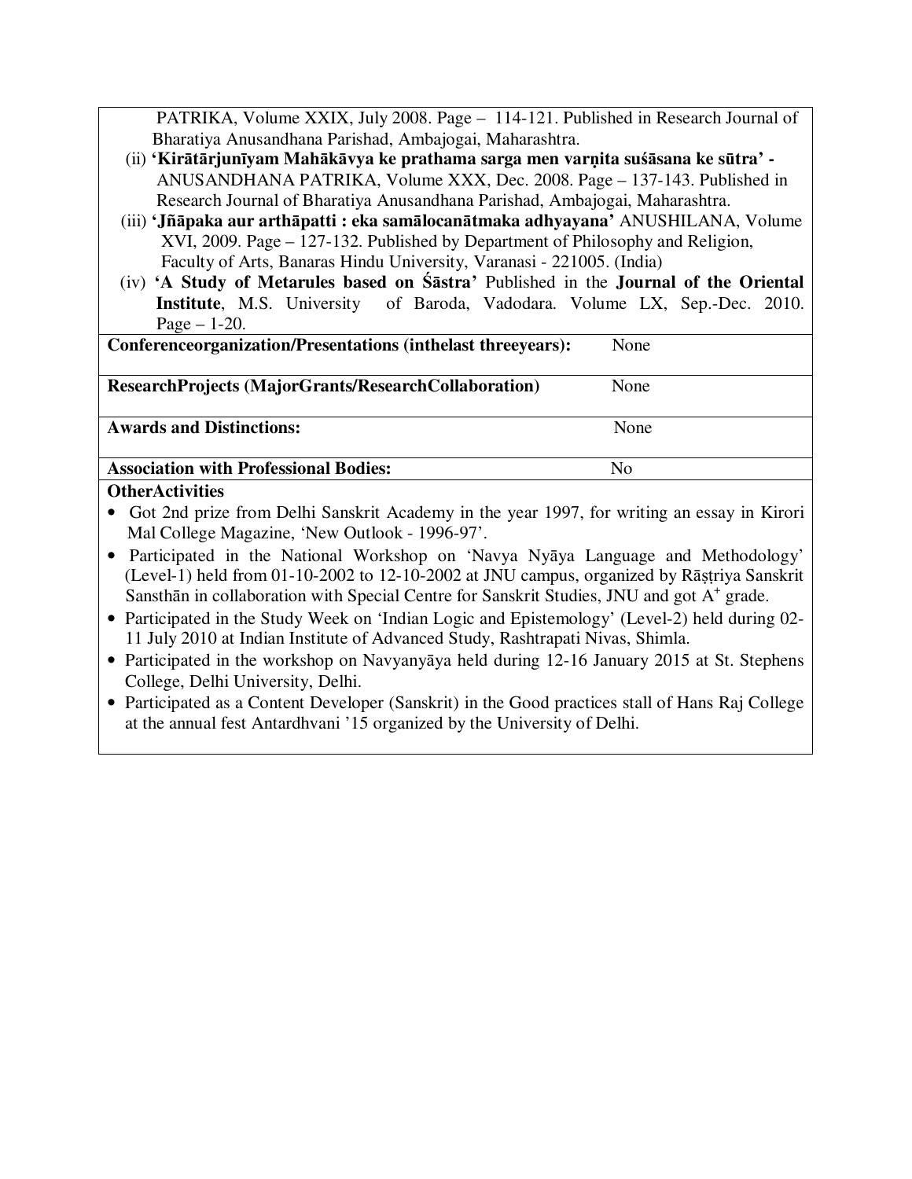PATRIKA, Volume XXIX, July 2008. Page – 114-121. Published in Research Journal of Bharatiya Anusandhana Parishad, Ambajogai, Maharashtra.

(ii) **'Kirātārjunīyam Mahākāvya ke prathama sarga men varṇita suśāsana ke sūtra' -** ANUSANDHANA PATRIKA, Volume XXX, Dec. 2008. Page – 137-143. Published in Research Journal of Bharatiya Anusandhana Parishad, Ambajogai, Maharashtra.

(iii) **'Jñāpaka aur arthāpatti : eka samālocanātmaka adhyayana'** ANUSHILANA, Volume XVI, 2009. Page – 127-132. Published by Department of Philosophy and Religion, Faculty of Arts, Banaras Hindu University, Varanasi - 221005. (India)

(iv) **'A Study of Metarules based on Śāstra'** Published in the **Journal of the Oriental Institute**, M.S. University of Baroda, Vadodara. Volume LX, Sep.-Dec. 2010. Page – 1-20.

| | |
|---|---|
| **Conferenceorganization/Presentations (inthelast threeyears):** | None |
| **ResearchProjects (MajorGrants/ResearchCollaboration)** | None |
| **Awards and Distinctions:** | None |
| **Association with Professional Bodies:** | No |

**OtherActivities**

- Got 2nd prize from Delhi Sanskrit Academy in the year 1997, for writing an essay in Kirori Mal College Magazine, 'New Outlook - 1996-97'.
- Participated in the National Workshop on 'Navya Nyāya Language and Methodology' (Level-1) held from 01-10-2002 to 12-10-2002 at JNU campus, organized by Rāṣṭriya Sanskrit Sansthān in collaboration with Special Centre for Sanskrit Studies, JNU and got A+ grade.
- Participated in the Study Week on 'Indian Logic and Epistemology' (Level-2) held during 02-11 July 2010 at Indian Institute of Advanced Study, Rashtrapati Nivas, Shimla.
- Participated in the workshop on Navyanyāya held during 12-16 January 2015 at St. Stephens College, Delhi University, Delhi.
- Participated as a Content Developer (Sanskrit) in the Good practices stall of Hans Raj College at the annual fest Antardhvani '15 organized by the University of Delhi.